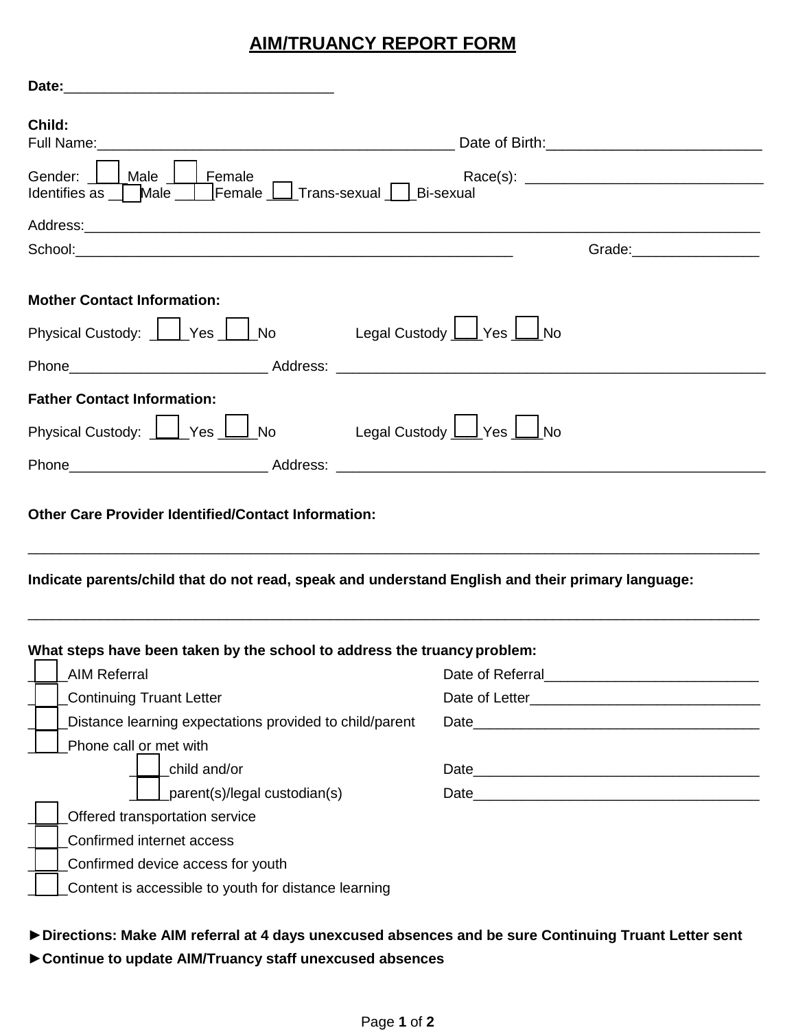# AIM/TRUANCY REPORT FORM

**Date:**\_\_\_\_\_\_\_\_\_\_\_\_\_\_\_\_\_\_\_\_\_\_\_\_\_\_\_\_\_\_\_\_\_\_

**Child:**

Full Name:\_\_\_\_\_\_\_\_\_\_\_\_\_\_\_\_\_\_\_\_\_\_\_\_\_\_\_\_\_\_\_\_\_\_\_\_\_\_\_\_\_\_\_\_\_ Date of Birth:\_\_\_\_\_\_\_\_\_\_\_\_\_\_\_\_\_\_\_\_\_\_\_\_\_\_

Gender: ☐ Male ☐ Female Race(s): \_\_\_\_\_\_\_\_\_\_\_\_\_\_\_\_\_\_\_\_\_\_\_\_\_\_\_\_\_\_

Identifies as ☐ Male ☐ Female ☐ Trans-sexual ☐ Bi-sexual

Address:\_\_\_\_\_\_\_\_\_\_\_\_\_\_\_\_\_\_\_\_\_\_\_\_\_\_\_\_\_\_\_\_\_\_\_\_\_\_\_\_\_\_\_\_\_\_\_\_\_\_\_\_\_\_\_\_\_\_\_\_\_\_\_\_\_\_\_\_\_\_\_\_\_\_\_\_\_\_\_\_\_\_\_

School:\_\_\_\_\_\_\_\_\_\_\_\_\_\_\_\_\_\_\_\_\_\_\_\_\_\_\_\_\_\_\_\_\_\_\_\_\_\_\_\_\_\_\_\_\_\_\_\_\_\_\_\_\_\_\_\_ Grade:\_\_\_\_\_\_\_\_\_\_\_\_\_\_\_\_

**Mother Contact Information:**

Physical Custody: ☐ Yes ☐ No Legal Custody ☐ Yes ☐ No

Phone\_\_\_\_\_\_\_\_\_\_\_\_\_\_\_\_\_\_\_\_\_\_\_\_\_ Address: \_\_\_\_\_\_\_\_\_\_\_\_\_\_\_\_\_\_\_\_\_\_\_\_\_\_\_\_\_\_\_\_\_\_\_\_\_\_\_\_\_\_\_\_\_\_\_\_\_\_\_\_\_\_\_

**Father Contact Information:**

Physical Custody: ☐ Yes ☐ No Legal Custody ☐ Yes ☐ No

Phone\_\_\_\_\_\_\_\_\_\_\_\_\_\_\_\_\_\_\_\_\_\_\_\_\_ Address: \_\_\_\_\_\_\_\_\_\_\_\_\_\_\_\_\_\_\_\_\_\_\_\_\_\_\_\_\_\_\_\_\_\_\_\_\_\_\_\_\_\_\_\_\_\_\_\_\_\_\_\_\_\_\_

**Other Care Provider Identified/Contact Information:**

\_\_\_\_\_\_\_\_\_\_\_\_\_\_\_\_\_\_\_\_\_\_\_\_\_\_\_\_\_\_\_\_\_\_\_\_\_\_\_\_\_\_\_\_\_\_\_\_\_\_\_\_\_\_\_\_\_\_\_\_\_\_\_\_\_\_\_\_\_\_\_\_\_\_\_\_\_\_\_\_\_\_\_\_\_\_\_\_\_\_\_\_

**Indicate parents/child that do not read, speak and understand English and their primary language:**

\_\_\_\_\_\_\_\_\_\_\_\_\_\_\_\_\_\_\_\_\_\_\_\_\_\_\_\_\_\_\_\_\_\_\_\_\_\_\_\_\_\_\_\_\_\_\_\_\_\_\_\_\_\_\_\_\_\_\_\_\_\_\_\_\_\_\_\_\_\_\_\_\_\_\_\_\_\_\_\_\_\_\_\_\_\_\_\_\_\_\_\_

**What steps have been taken by the school to address the truancy problem:**

- ☐ AIM Referral — Date of Referral\_\_\_\_\_\_\_\_\_\_\_\_\_\_\_\_\_\_\_\_\_\_\_\_\_\_\_
- ☐ Continuing Truant Letter — Date of Letter\_\_\_\_\_\_\_\_\_\_\_\_\_\_\_\_\_\_\_\_\_\_\_\_\_\_\_\_\_\_
- ☐ Distance learning expectations provided to child/parent — Date\_\_\_\_\_\_\_\_\_\_\_\_\_\_\_\_\_\_\_\_\_\_\_\_\_\_\_\_\_\_\_\_\_\_\_\_\_
- ☐ Phone call or met with
  - ☐ child and/or — Date\_\_\_\_\_\_\_\_\_\_\_\_\_\_\_\_\_\_\_\_\_\_\_\_\_\_\_\_\_\_\_\_\_\_\_\_\_
  - ☐ parent(s)/legal custodian(s) — Date\_\_\_\_\_\_\_\_\_\_\_\_\_\_\_\_\_\_\_\_\_\_\_\_\_\_\_\_\_\_\_\_\_\_\_\_\_
- ☐ Offered transportation service
- ☐ Confirmed internet access
- ☐ Confirmed device access for youth
- ☐ Content is accessible to youth for distance learning

**►Directions: Make AIM referral at 4 days unexcused absences and be sure Continuing Truant Letter sent**

**►Continue to update AIM/Truancy staff unexcused absences**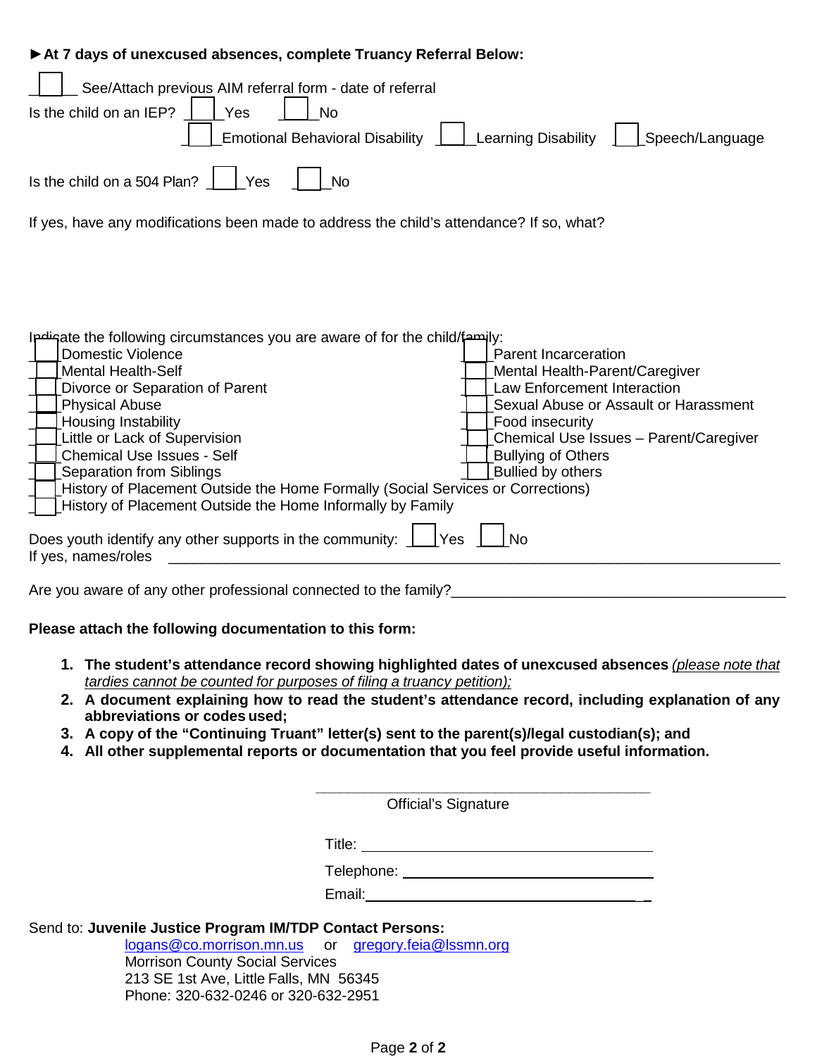**►At 7 days of unexcused absences, complete Truancy Referral Below:**

☐ See/Attach previous AIM referral form - date of referral

Is the child on an IEP? ☐ Yes ☐ No

☐ Emotional Behavioral Disability ☐ Learning Disability ☐ Speech/Language

Is the child on a 504 Plan? ☐ Yes ☐ No

If yes, have any modifications been made to address the child's attendance? If so, what?

Indicate the following circumstances you are aware of for the child/family:

- ☐ Domestic Violence
- ☐ Mental Health-Self
- ☐ Divorce or Separation of Parent
- ☐ Physical Abuse
- ☐ Housing Instability
- ☐ Little or Lack of Supervision
- ☐ Chemical Use Issues - Self
- ☐ Separation from Siblings
- ☐ Parent Incarceration
- ☐ Mental Health-Parent/Caregiver
- ☐ Law Enforcement Interaction
- ☐ Sexual Abuse or Assault or Harassment
- ☐ Food insecurity
- ☐ Chemical Use Issues – Parent/Caregiver
- ☐ Bullying of Others
- ☐ Bullied by others
- ☐ History of Placement Outside the Home Formally (Social Services or Corrections)
- ☐ History of Placement Outside the Home Informally by Family

Does youth identify any other supports in the community: ☐ Yes ☐ No

If yes, names/roles ______________________________________________________________

Are you aware of any other professional connected to the family?________________________________

**Please attach the following documentation to this form:**

1. **The student's attendance record showing highlighted dates of unexcused absences** *(please note that tardies cannot be counted for purposes of filing a truancy petition);*
2. **A document explaining how to read the student's attendance record, including explanation of any abbreviations or codes used;**
3. **A copy of the "Continuing Truant" letter(s) sent to the parent(s)/legal custodian(s); and**
4. **All other supplemental reports or documentation that you feel provide useful information.**

________________________________________
Official's Signature

Title: ______________________________

Telephone: __________________________

Email: ______________________________

Send to: **Juvenile Justice Program IM/TDP Contact Persons:**

logans@co.morrison.mn.us or gregory.feia@lssmn.org
Morrison County Social Services
213 SE 1st Ave, Little Falls, MN 56345
Phone: 320-632-0246 or 320-632-2951